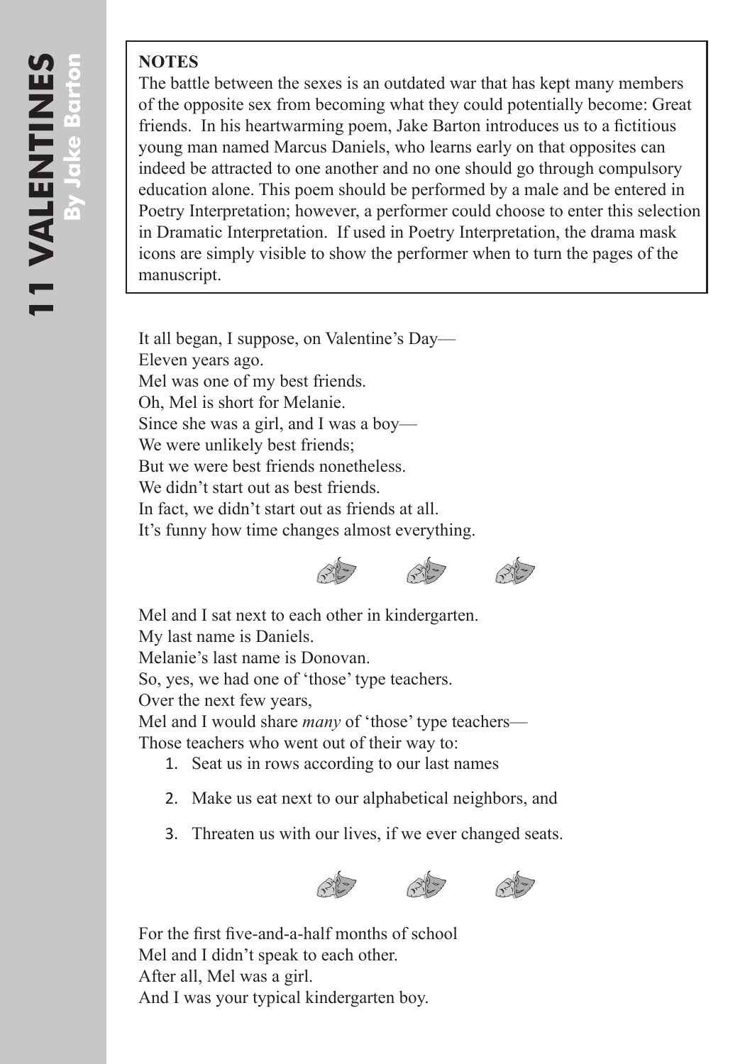# 11 VALENTINES

**By Jake Barton**

> **NOTES**
>
> The battle between the sexes is an outdated war that has kept many members of the opposite sex from becoming what they could potentially become: Great friends. In his heartwarming poem, Jake Barton introduces us to a fictitious young man named Marcus Daniels, who learns early on that opposites can indeed be attracted to one another and no one should go through compulsory education alone. This poem should be performed by a male and be entered in Poetry Interpretation; however, a performer could choose to enter this selection in Dramatic Interpretation. If used in Poetry Interpretation, the drama mask icons are simply visible to show the performer when to turn the pages of the manuscript.

It all began, I suppose, on Valentine's Day—
Eleven years ago.
Mel was one of my best friends.
Oh, Mel is short for Melanie.
Since she was a girl, and I was a boy—
We were unlikely best friends;
But we were best friends nonetheless.
We didn't start out as best friends.
In fact, we didn't start out as friends at all.
It's funny how time changes almost everything.

Mel and I sat next to each other in kindergarten.
My last name is Daniels.
Melanie's last name is Donovan.
So, yes, we had one of 'those' type teachers.
Over the next few years,
Mel and I would share *many* of 'those' type teachers—
Those teachers who went out of their way to:

1. Seat us in rows according to our last names
2. Make us eat next to our alphabetical neighbors, and
3. Threaten us with our lives, if we ever changed seats.

For the first five-and-a-half months of school
Mel and I didn't speak to each other.
After all, Mel was a girl.
And I was your typical kindergarten boy.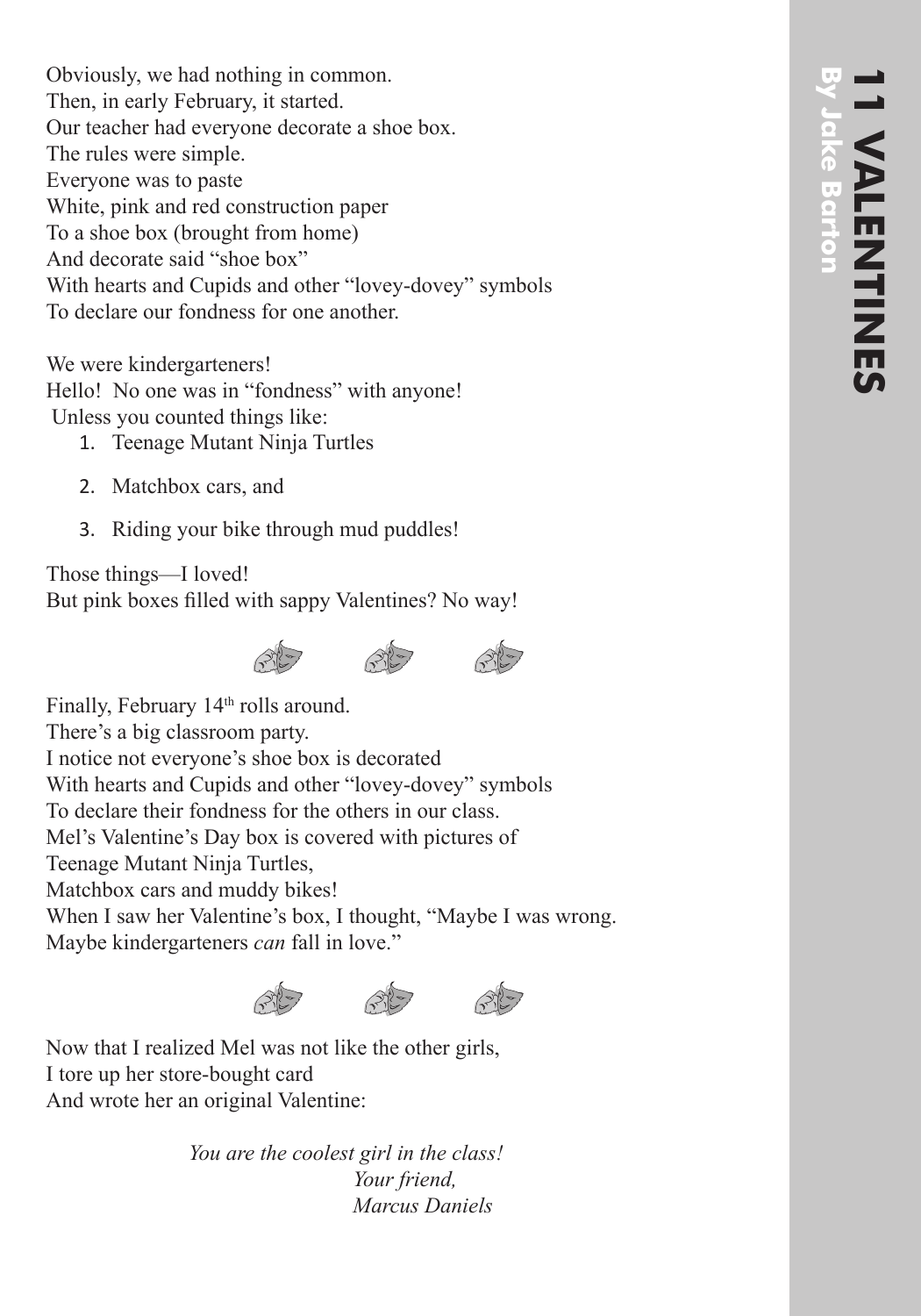Obviously, we had nothing in common.
Then, in early February, it started.
Our teacher had everyone decorate a shoe box.
The rules were simple.
Everyone was to paste
White, pink and red construction paper
To a shoe box (brought from home)
And decorate said "shoe box"
With hearts and Cupids and other "lovey-dovey" symbols
To declare our fondness for one another.

We were kindergarteners!
Hello! No one was in "fondness" with anyone!
Unless you counted things like:

1. Teenage Mutant Ninja Turtles
2. Matchbox cars, and
3. Riding your bike through mud puddles!

Those things—I loved!
But pink boxes filled with sappy Valentines? No way!

Finally, February 14th rolls around.
There's a big classroom party.
I notice not everyone's shoe box is decorated
With hearts and Cupids and other "lovey-dovey" symbols
To declare their fondness for the others in our class.
Mel's Valentine's Day box is covered with pictures of
Teenage Mutant Ninja Turtles,
Matchbox cars and muddy bikes!
When I saw her Valentine's box, I thought, "Maybe I was wrong.
Maybe kindergarteners *can* fall in love."

Now that I realized Mel was not like the other girls,
I tore up her store-bought card
And wrote her an original Valentine:

*You are the coolest girl in the class!*
*Your friend,*
*Marcus Daniels*